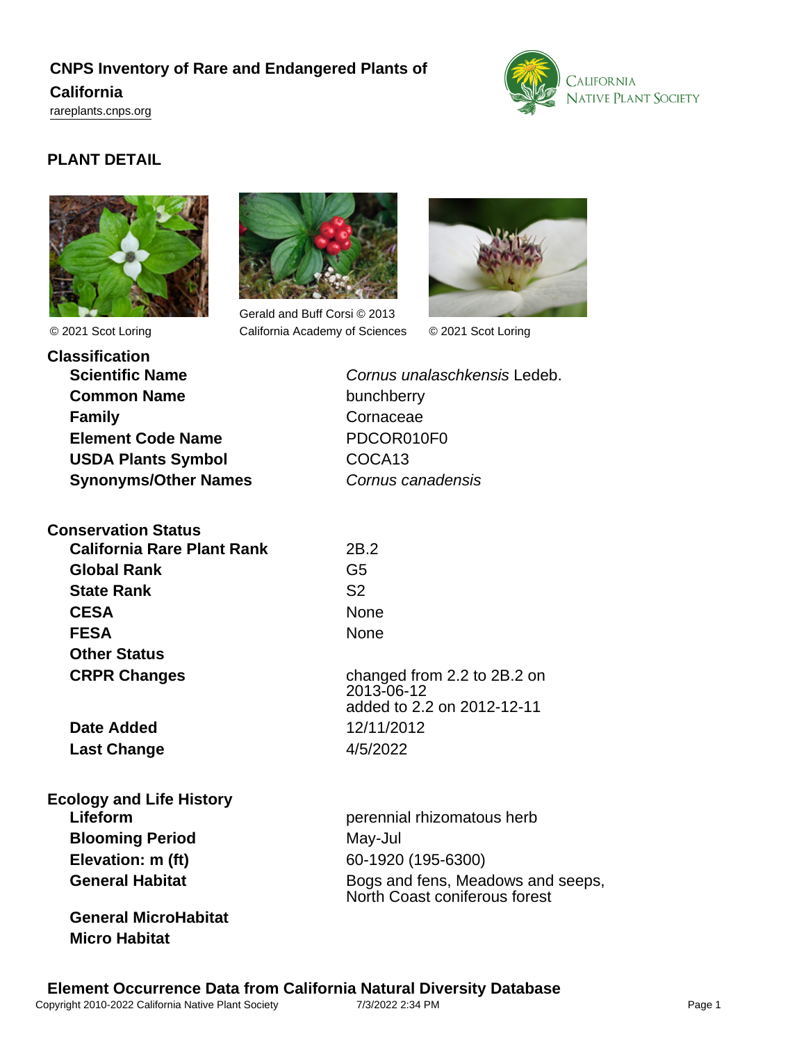# CNPS Inventory of Rare and Endangered Plants of California

rareplants.cnps.org

## PLANT DETAIL

© 2021 Scot Loring

Gerald and Buff Corsi © 2013 California Academy of Sciences

© 2021 Scot Loring

### Classification

| | |
|---|---|
| **Scientific Name** | *Cornus unalaschkensis* Ledeb. |
| **Common Name** | bunchberry |
| **Family** | Cornaceae |
| **Element Code Name** | PDCOR010F0 |
| **USDA Plants Symbol** | COCA13 |
| **Synonyms/Other Names** | *Cornus canadensis* |

### Conservation Status

| | |
|---|---|
| **California Rare Plant Rank** | 2B.2 |
| **Global Rank** | G5 |
| **State Rank** | S2 |
| **CESA** | None |
| **FESA** | None |
| **Other Status** | |
| **CRPR Changes** | changed from 2.2 to 2B.2 on 2013-06-12<br>added to 2.2 on 2012-12-11 |
| **Date Added** | 12/11/2012 |
| **Last Change** | 4/5/2022 |

### Ecology and Life History

| | |
|---|---|
| **Lifeform** | perennial rhizomatous herb |
| **Blooming Period** | May-Jul |
| **Elevation: m (ft)** | 60-1920 (195-6300) |
| **General Habitat** | Bogs and fens, Meadows and seeps, North Coast coniferous forest |
| **General MicroHabitat** | |
| **Micro Habitat** | |

### Element Occurrence Data from California Natural Diversity Database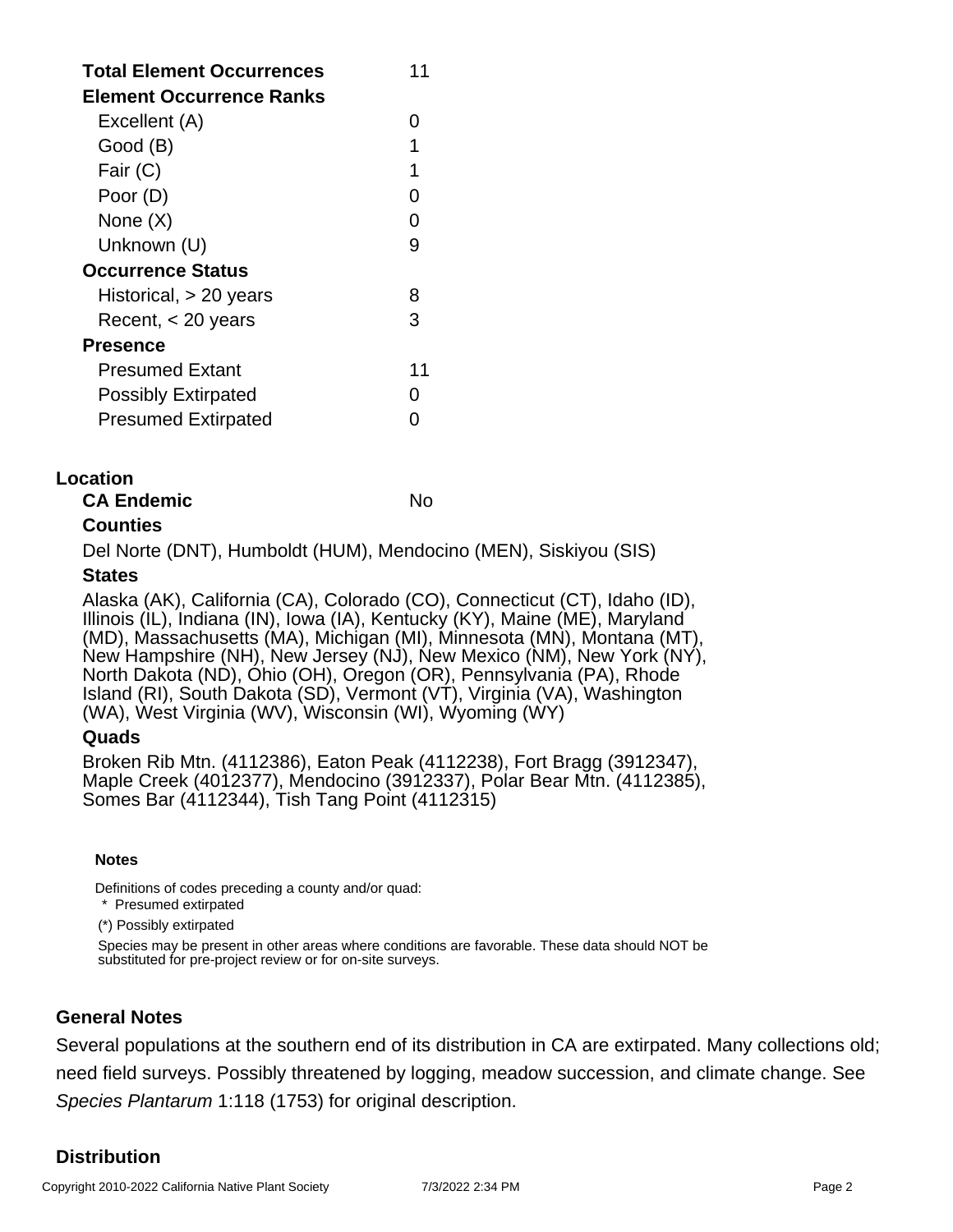| | |
|---|---|
| **Total Element Occurrences** | 11 |
| **Element Occurrence Ranks** | |
| Excellent (A) | 0 |
| Good (B) | 1 |
| Fair (C) | 1 |
| Poor (D) | 0 |
| None (X) | 0 |
| Unknown (U) | 9 |
| **Occurrence Status** | |
| Historical, > 20 years | 8 |
| Recent, < 20 years | 3 |
| **Presence** | |
| Presumed Extant | 11 |
| Possibly Extirpated | 0 |
| Presumed Extirpated | 0 |

## Location

**CA Endemic** No

**Counties**

Del Norte (DNT), Humboldt (HUM), Mendocino (MEN), Siskiyou (SIS)

**States**

Alaska (AK), California (CA), Colorado (CO), Connecticut (CT), Idaho (ID), Illinois (IL), Indiana (IN), Iowa (IA), Kentucky (KY), Maine (ME), Maryland (MD), Massachusetts (MA), Michigan (MI), Minnesota (MN), Montana (MT), New Hampshire (NH), New Jersey (NJ), New Mexico (NM), New York (NY), North Dakota (ND), Ohio (OH), Oregon (OR), Pennsylvania (PA), Rhode Island (RI), South Dakota (SD), Vermont (VT), Virginia (VA), Washington (WA), West Virginia (WV), Wisconsin (WI), Wyoming (WY)

**Quads**

Broken Rib Mtn. (4112386), Eaton Peak (4112238), Fort Bragg (3912347), Maple Creek (4012377), Mendocino (3912337), Polar Bear Mtn. (4112385), Somes Bar (4112344), Tish Tang Point (4112315)

**Notes**

Definitions of codes preceding a county and/or quad:

\* Presumed extirpated

(*) Possibly extirpated

Species may be present in other areas where conditions are favorable. These data should NOT be substituted for pre-project review or for on-site surveys.

## General Notes

Several populations at the southern end of its distribution in CA are extirpated. Many collections old; need field surveys. Possibly threatened by logging, meadow succession, and climate change. See *Species Plantarum* 1:118 (1753) for original description.

## Distribution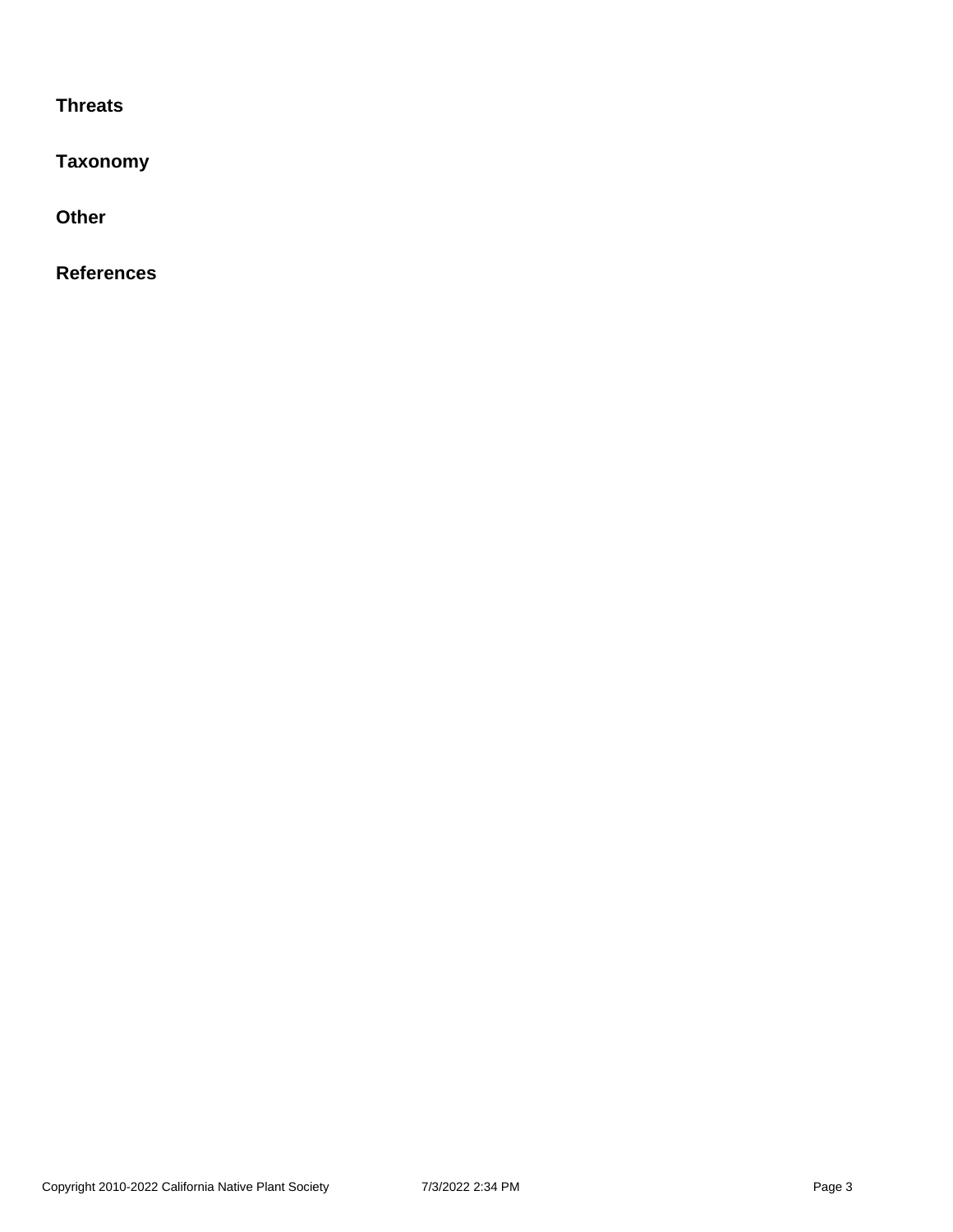## Threats

## Taxonomy

## Other

## References